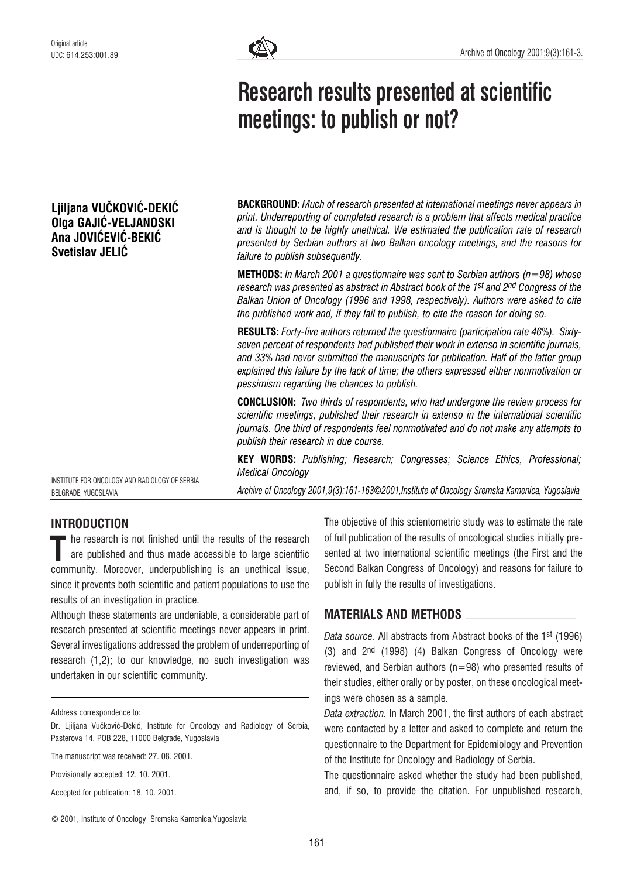Original article
UDC: 614.253:001.89

# Research results presented at scientific meetings: to publish or not?

**Ljiljana VUČKOVIĆ-DEKIĆ**
**Olga GAJIĆ-VELJANOSKI**
**Ana JOVIĆEVIĆ-BEKIĆ**
**Svetislav JELIĆ**

INSTITUTE FOR ONCOLOGY AND RADIOLOGY OF SERBIA
BELGRADE, YUGOSLAVIA

**BACKGROUND:** *Much of research presented at international meetings never appears in print. Underreporting of completed research is a problem that affects medical practice and is thought to be highly unethical. We estimated the publication rate of research presented by Serbian authors at two Balkan oncology meetings, and the reasons for failure to publish subsequently.*

**METHODS:** *In March 2001 a questionnaire was sent to Serbian authors (n=98) whose research was presented as abstract in Abstract book of the 1st and 2nd Congress of the Balkan Union of Oncology (1996 and 1998, respectively). Authors were asked to cite the published work and, if they fail to publish, to cite the reason for doing so.*

**RESULTS:** *Forty-five authors returned the questionnaire (participation rate 46%). Sixty-seven percent of respondents had published their work in extenso in scientific journals, and 33% had never submitted the manuscripts for publication. Half of the latter group explained this failure by the lack of time; the others expressed either nonmotivation or pessimism regarding the chances to publish.*

**CONCLUSION:** *Two thirds of respondents, who had undergone the review process for scientific meetings, published their research in extenso in the international scientific journals. One third of respondents feel nonmotivated and do not make any attempts to publish their research in due course.*

**KEY WORDS:** *Publishing; Research; Congresses; Science Ethics, Professional; Medical Oncology*

*Archive of Oncology 2001,9(3):161-163©2001,Institute of Oncology Sremska Kamenica, Yugoslavia*

## INTRODUCTION

The research is not finished until the results of the research are published and thus made accessible to large scientific community. Moreover, underpublishing is an unethical issue, since it prevents both scientific and patient populations to use the results of an investigation in practice.

Although these statements are undeniable, a considerable part of research presented at scientific meetings never appears in print. Several investigations addressed the problem of underreporting of research (1,2); to our knowledge, no such investigation was undertaken in our scientific community.

The objective of this scientometric study was to estimate the rate of full publication of the results of oncological studies initially presented at two international scientific meetings (the First and the Second Balkan Congress of Oncology) and reasons for failure to publish in fully the results of investigations.

## MATERIALS AND METHODS

*Data source.* All abstracts from Abstract books of the 1st (1996) (3) and 2nd (1998) (4) Balkan Congress of Oncology were reviewed, and Serbian authors (n=98) who presented results of their studies, either orally or by poster, on these oncological meetings were chosen as a sample.

*Data extraction.* In March 2001, the first authors of each abstract were contacted by a letter and asked to complete and return the questionnaire to the Department for Epidemiology and Prevention of the Institute for Oncology and Radiology of Serbia.

The questionnaire asked whether the study had been published, and, if so, to provide the citation. For unpublished research,

Address correspondence to:

Dr. Ljiljana Vučković-Dekić, Institute for Oncology and Radiology of Serbia, Pasterova 14, POB 228, 11000 Belgrade, Yugoslavia

The manuscript was received: 27. 08. 2001.

Provisionally accepted: 12. 10. 2001.

Accepted for publication: 18. 10. 2001.

© 2001, Institute of Oncology Sremska Kamenica,Yugoslavia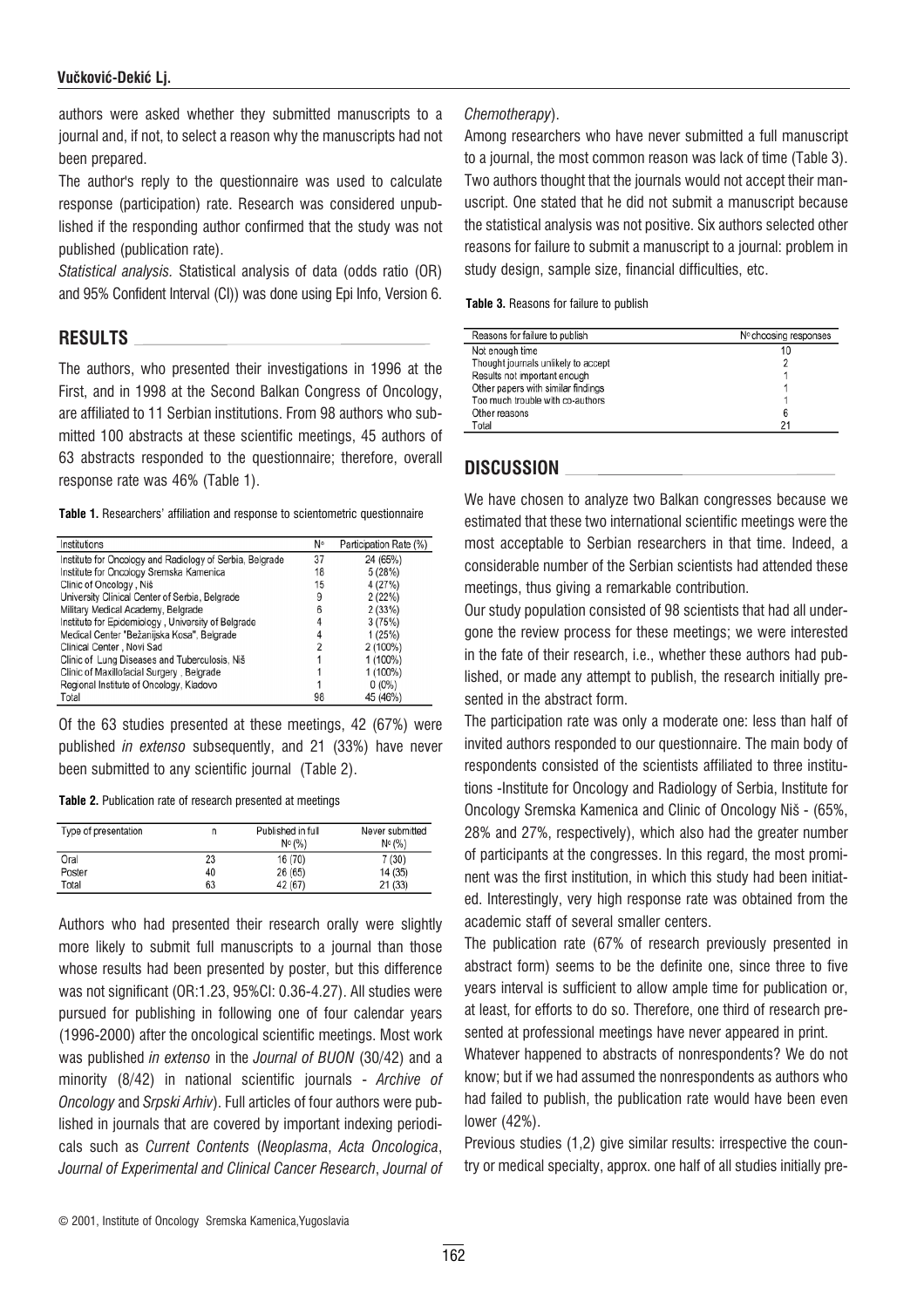authors were asked whether they submitted manuscripts to a journal and, if not, to select a reason why the manuscripts had not been prepared.

The author's reply to the questionnaire was used to calculate response (participation) rate. Research was considered unpublished if the responding author confirmed that the study was not published (publication rate).

*Statistical analysis.* Statistical analysis of data (odds ratio (OR) and 95% Confident Interval (CI)) was done using Epi Info, Version 6.

## RESULTS

The authors, who presented their investigations in 1996 at the First, and in 1998 at the Second Balkan Congress of Oncology, are affiliated to 11 Serbian institutions. From 98 authors who submitted 100 abstracts at these scientific meetings, 45 authors of 63 abstracts responded to the questionnaire; therefore, overall response rate was 46% (Table 1).

**Table 1.** Researchers' affiliation and response to scientometric questionnaire

| Institutions | N° | Participation Rate (%) |
|---|---|---|
| Institute for Oncology and Radiology of Serbia, Belgrade | 37 | 24 (65%) |
| Institute for Oncology Sremska Kamenica | 18 | 5 (28%) |
| Clinic of Oncology, Niš | 15 | 4 (27%) |
| University Clinical Center of Serbia, Belgrade | 9 | 2 (22%) |
| Military Medical Academy, Belgrade | 6 | 2 (33%) |
| Institute for Epidemiology, University of Belgrade | 4 | 3 (75%) |
| Medical Center "Bežanijska Kosa", Belgrade | 4 | 1 (25%) |
| Clinical Center, Novi Sad | 2 | 2 (100%) |
| Clinic of Lung Diseases and Tuberculosis, Niš | 1 | 1 (100%) |
| Clinic of Maxillofacial Surgery, Belgrade | 1 | 1 (100%) |
| Regional Institute of Oncology, Kladovo | 1 | 0 (0%) |
| Total | 98 | 45 (46%) |

Of the 63 studies presented at these meetings, 42 (67%) were published *in extenso* subsequently, and 21 (33%) have never been submitted to any scientific journal (Table 2).

**Table 2.** Publication rate of research presented at meetings

| Type of presentation | n | Published in full N° (%) | Never submitted N° (%) |
|---|---|---|---|
| Oral | 23 | 16 (70) | 7 (30) |
| Poster | 40 | 26 (65) | 14 (35) |
| Total | 63 | 42 (67) | 21 (33) |

Authors who had presented their research orally were slightly more likely to submit full manuscripts to a journal than those whose results had been presented by poster, but this difference was not significant (OR:1.23, 95%CI: 0.36-4.27). All studies were pursued for publishing in following one of four calendar years (1996-2000) after the oncological scientific meetings. Most work was published *in extenso* in the *Journal of BUON* (30/42) and a minority (8/42) in national scientific journals - *Archive of Oncology* and *Srpski Arhiv*). Full articles of four authors were published in journals that are covered by important indexing periodicals such as *Current Contents* (*Neoplasma*, *Acta Oncologica*, *Journal of Experimental and Clinical Cancer Research*, *Journal of Chemotherapy*).

Among researchers who have never submitted a full manuscript to a journal, the most common reason was lack of time (Table 3). Two authors thought that the journals would not accept their manuscript. One stated that he did not submit a manuscript because the statistical analysis was not positive. Six authors selected other reasons for failure to submit a manuscript to a journal: problem in study design, sample size, financial difficulties, etc.

**Table 3.** Reasons for failure to publish

| Reasons for failure to publish | N° choosing responses |
|---|---|
| Not enough time | 10 |
| Thought journals unlikely to accept | 2 |
| Results not important enough | 1 |
| Other papers with similar findings | 1 |
| Too much trouble with co-authors | 1 |
| Other reasons | 6 |
| Total | 21 |

## DISCUSSION

We have chosen to analyze two Balkan congresses because we estimated that these two international scientific meetings were the most acceptable to Serbian researchers in that time. Indeed, a considerable number of the Serbian scientists had attended these meetings, thus giving a remarkable contribution.

Our study population consisted of 98 scientists that had all undergone the review process for these meetings; we were interested in the fate of their research, i.e., whether these authors had published, or made any attempt to publish, the research initially presented in the abstract form.

The participation rate was only a moderate one: less than half of invited authors responded to our questionnaire. The main body of respondents consisted of the scientists affiliated to three institutions -Institute for Oncology and Radiology of Serbia, Institute for Oncology Sremska Kamenica and Clinic of Oncology Niš - (65%, 28% and 27%, respectively), which also had the greater number of participants at the congresses. In this regard, the most prominent was the first institution, in which this study had been initiated. Interestingly, very high response rate was obtained from the academic staff of several smaller centers.

The publication rate (67% of research previously presented in abstract form) seems to be the definite one, since three to five years interval is sufficient to allow ample time for publication or, at least, for efforts to do so. Therefore, one third of research presented at professional meetings have never appeared in print.

Whatever happened to abstracts of nonrespondents? We do not know; but if we had assumed the nonrespondents as authors who had failed to publish, the publication rate would have been even lower (42%).

Previous studies (1,2) give similar results: irrespective the country or medical specialty, approx. one half of all studies initially pre-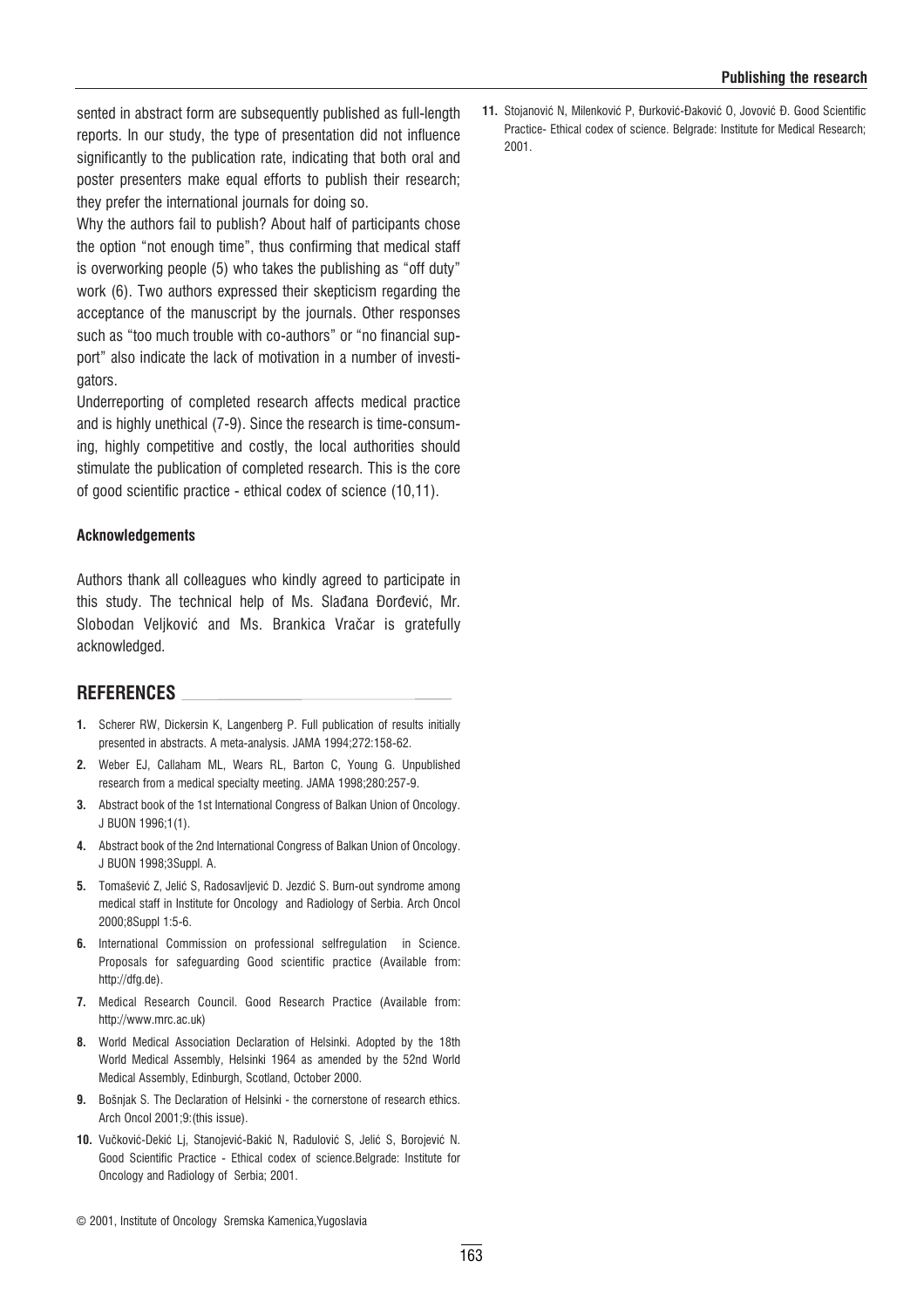sented in abstract form are subsequently published as full-length reports. In our study, the type of presentation did not influence significantly to the publication rate, indicating that both oral and poster presenters make equal efforts to publish their research; they prefer the international journals for doing so.

Why the authors fail to publish? About half of participants chose the option "not enough time", thus confirming that medical staff is overworking people (5) who takes the publishing as "off duty" work (6). Two authors expressed their skepticism regarding the acceptance of the manuscript by the journals. Other responses such as "too much trouble with co-authors" or "no financial support" also indicate the lack of motivation in a number of investigators.

Underreporting of completed research affects medical practice and is highly unethical (7-9). Since the research is time-consuming, highly competitive and costly, the local authorities should stimulate the publication of completed research. This is the core of good scientific practice - ethical codex of science (10,11).

### Acknowledgements

Authors thank all colleagues who kindly agreed to participate in this study. The technical help of Ms. Slađana Đorđević, Mr. Slobodan Veljković and Ms. Brankica Vračar is gratefully acknowledged.

## REFERENCES

1. Scherer RW, Dickersin K, Langenberg P. Full publication of results initially presented in abstracts. A meta-analysis. JAMA 1994;272:158-62.
2. Weber EJ, Callaham ML, Wears RL, Barton C, Young G. Unpublished research from a medical specialty meeting. JAMA 1998;280:257-9.
3. Abstract book of the 1st International Congress of Balkan Union of Oncology. J BUON 1996;1(1).
4. Abstract book of the 2nd International Congress of Balkan Union of Oncology. J BUON 1998;3Suppl. A.
5. Tomašević Z, Jelić S, Radosavljević D. Jezdić S. Burn-out syndrome among medical staff in Institute for Oncology and Radiology of Serbia. Arch Oncol 2000;8Suppl 1:5-6.
6. International Commission on professional selfregulation in Science. Proposals for safeguarding Good scientific practice (Available from: http://dfg.de).
7. Medical Research Council. Good Research Practice (Available from: http://www.mrc.ac.uk)
8. World Medical Association Declaration of Helsinki. Adopted by the 18th World Medical Assembly, Helsinki 1964 as amended by the 52nd World Medical Assembly, Edinburgh, Scotland, October 2000.
9. Bošnjak S. The Declaration of Helsinki - the cornerstone of research ethics. Arch Oncol 2001;9:(this issue).
10. Vučković-Dekić Lj, Stanojević-Bakić N, Radulović S, Jelić S, Borojević N. Good Scientific Practice - Ethical codex of science.Belgrade: Institute for Oncology and Radiology of Serbia; 2001.
11. Stojanović N, Milenković P, Đurković-Đaković O, Jovović Đ. Good Scientific Practice- Ethical codex of science. Belgrade: Institute for Medical Research; 2001.

© 2001, Institute of Oncology Sremska Kamenica,Yugoslavia